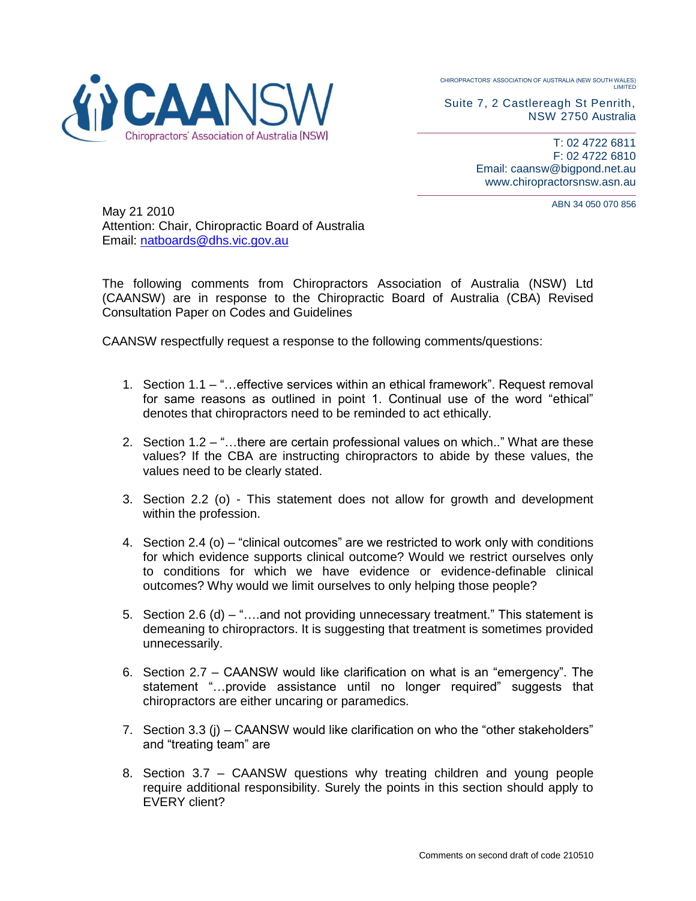CHIROPRACTORS' ASSOCIATION OF AUSTRALIA (NEW SOUTH WALES) LIMITED

Suite 7, 2 Castlereagh St Penrith, NSW 2750 Australia

T: 02 4722 6811
F: 02 4722 6810
Email: caansw@bigpond.net.au
www.chiropractorsnsw.asn.au

ABN 34 050 070 856

May 21 2010
Attention: Chair, Chiropractic Board of Australia
Email: natboards@dhs.vic.gov.au

The following comments from Chiropractors Association of Australia (NSW) Ltd (CAANSW) are in response to the Chiropractic Board of Australia (CBA) Revised Consultation Paper on Codes and Guidelines

CAANSW respectfully request a response to the following comments/questions:

1. Section 1.1 – "…effective services within an ethical framework". Request removal for same reasons as outlined in point 1. Continual use of the word "ethical" denotes that chiropractors need to be reminded to act ethically.

2. Section 1.2 – "…there are certain professional values on which.." What are these values? If the CBA are instructing chiropractors to abide by these values, the values need to be clearly stated.

3. Section 2.2 (o) - This statement does not allow for growth and development within the profession.

4. Section 2.4 (o) – "clinical outcomes" are we restricted to work only with conditions for which evidence supports clinical outcome? Would we restrict ourselves only to conditions for which we have evidence or evidence-definable clinical outcomes? Why would we limit ourselves to only helping those people?

5. Section 2.6 (d) – "….and not providing unnecessary treatment." This statement is demeaning to chiropractors. It is suggesting that treatment is sometimes provided unnecessarily.

6. Section 2.7 – CAANSW would like clarification on what is an "emergency". The statement "…provide assistance until no longer required" suggests that chiropractors are either uncaring or paramedics.

7. Section 3.3 (j) – CAANSW would like clarification on who the "other stakeholders" and "treating team" are

8. Section 3.7 – CAANSW questions why treating children and young people require additional responsibility. Surely the points in this section should apply to EVERY client?

Comments on second draft of code 210510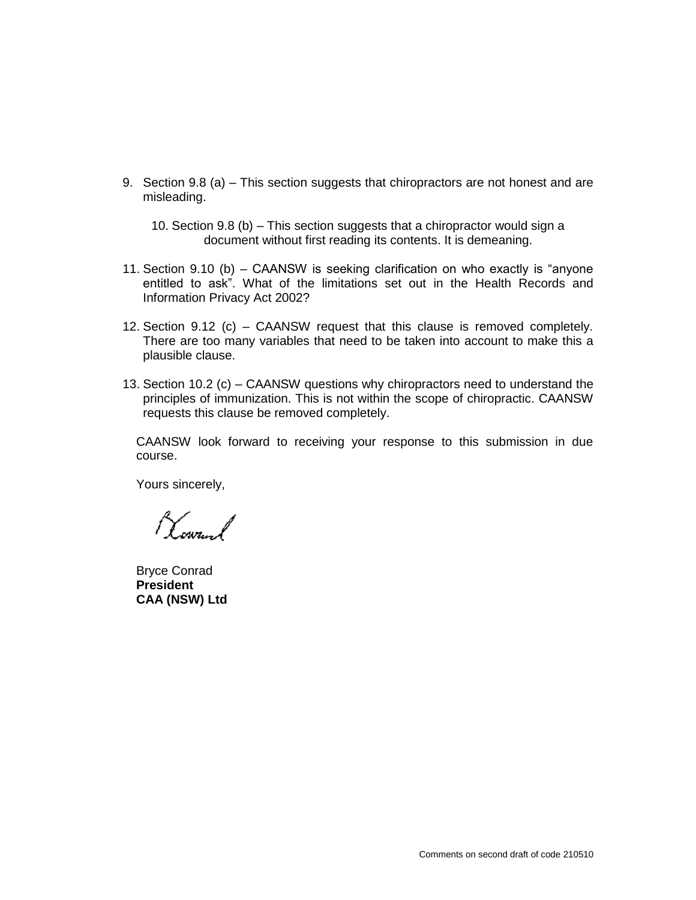9. Section 9.8 (a) – This section suggests that chiropractors are not honest and are misleading.

10. Section 9.8 (b) – This section suggests that a chiropractor would sign a document without first reading its contents. It is demeaning.

11. Section 9.10 (b) – CAANSW is seeking clarification on who exactly is "anyone entitled to ask". What of the limitations set out in the Health Records and Information Privacy Act 2002?

12. Section 9.12 (c) – CAANSW request that this clause is removed completely. There are too many variables that need to be taken into account to make this a plausible clause.

13. Section 10.2 (c) – CAANSW questions why chiropractors need to understand the principles of immunization. This is not within the scope of chiropractic. CAANSW requests this clause be removed completely.

CAANSW look forward to receiving your response to this submission in due course.

Yours sincerely,

Bryce Conrad
**President**
**CAA (NSW) Ltd**

Comments on second draft of code 210510